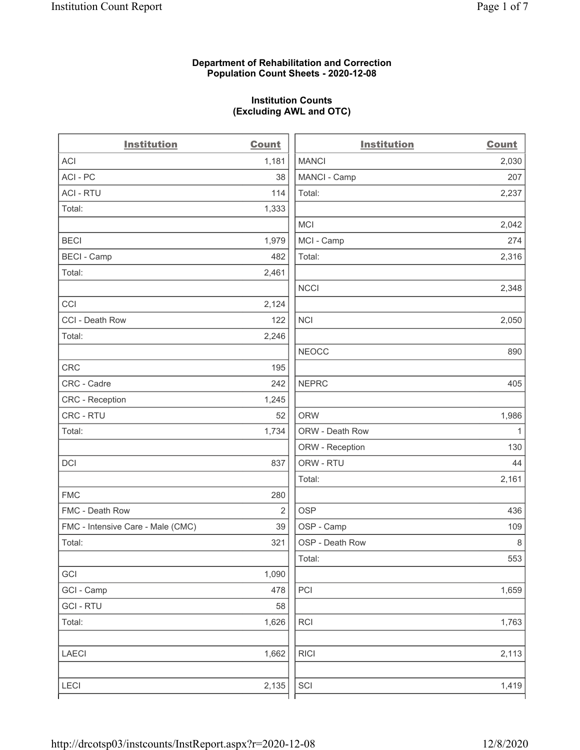**Department of Rehabilitation and Correction**
**Population Count Sheets - 2020-12-08**

**Institution Counts**
**(Excluding AWL and OTC)**

| Institution | Count |
|---|---|
| ACI | 1,181 |
| ACI - PC | 38 |
| ACI - RTU | 114 |
| Total: | 1,333 |
| | |
| BECI | 1,979 |
| BECI - Camp | 482 |
| Total: | 2,461 |
| | |
| CCI | 2,124 |
| CCI - Death Row | 122 |
| Total: | 2,246 |
| | |
| CRC | 195 |
| CRC - Cadre | 242 |
| CRC - Reception | 1,245 |
| CRC - RTU | 52 |
| Total: | 1,734 |
| | |
| DCI | 837 |
| | |
| FMC | 280 |
| FMC - Death Row | 2 |
| FMC - Intensive Care - Male (CMC) | 39 |
| Total: | 321 |
| | |
| GCI | 1,090 |
| GCI - Camp | 478 |
| GCI - RTU | 58 |
| Total: | 1,626 |
| | |
| LAECI | 1,662 |
| | |
| LECI | 2,135 |
| MANCI | 2,030 |
| MANCI - Camp | 207 |
| Total: | 2,237 |
| | |
| MCI | 2,042 |
| MCI - Camp | 274 |
| Total: | 2,316 |
| | |
| NCCI | 2,348 |
| | |
| NCI | 2,050 |
| | |
| NEOCC | 890 |
| | |
| NEPRC | 405 |
| | |
| ORW | 1,986 |
| ORW - Death Row | 1 |
| ORW - Reception | 130 |
| ORW - RTU | 44 |
| Total: | 2,161 |
| | |
| OSP | 436 |
| OSP - Camp | 109 |
| OSP - Death Row | 8 |
| Total: | 553 |
| | |
| PCI | 1,659 |
| | |
| RCI | 1,763 |
| | |
| RICI | 2,113 |
| | |
| SCI | 1,419 |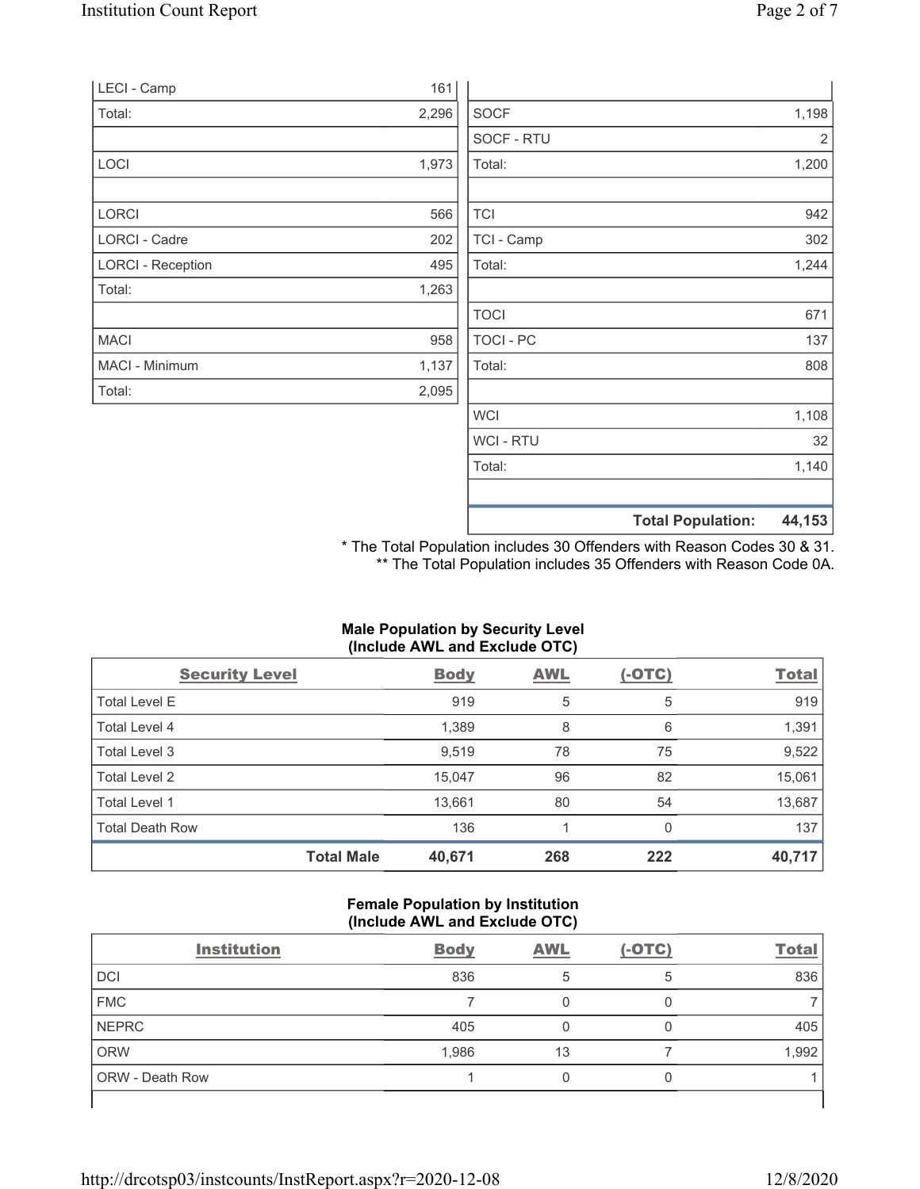| | |
|---|---|
| LECI - Camp | 161 |
| Total: | 2,296 |
| | |
| LOCI | 1,973 |
| | |
| LORCI | 566 |
| LORCI - Cadre | 202 |
| LORCI - Reception | 495 |
| Total: | 1,263 |
| | |
| MACI | 958 |
| MACI - Minimum | 1,137 |
| Total: | 2,095 |

| | |
|---|---|
| SOCF | 1,198 |
| SOCF - RTU | 2 |
| Total: | 1,200 |
| | |
| TCI | 942 |
| TCI - Camp | 302 |
| Total: | 1,244 |
| | |
| TOCI | 671 |
| TOCI - PC | 137 |
| Total: | 808 |
| | |
| WCI | 1,108 |
| WCI - RTU | 32 |
| Total: | 1,140 |
| | |
| **Total Population:** | **44,153** |

* The Total Population includes 30 Offenders with Reason Codes 30 & 31.
** The Total Population includes 35 Offenders with Reason Code 0A.

### Male Population by Security Level (Include AWL and Exclude OTC)

| Security Level | Body | AWL | (-OTC) | Total |
|---|---|---|---|---|
| Total Level E | 919 | 5 | 5 | 919 |
| Total Level 4 | 1,389 | 8 | 6 | 1,391 |
| Total Level 3 | 9,519 | 78 | 75 | 9,522 |
| Total Level 2 | 15,047 | 96 | 82 | 15,061 |
| Total Level 1 | 13,661 | 80 | 54 | 13,687 |
| Total Death Row | 136 | 1 | 0 | 137 |
| **Total Male** | **40,671** | **268** | **222** | **40,717** |

### Female Population by Institution (Include AWL and Exclude OTC)

| Institution | Body | AWL | (-OTC) | Total |
|---|---|---|---|---|
| DCI | 836 | 5 | 5 | 836 |
| FMC | 7 | 0 | 0 | 7 |
| NEPRC | 405 | 0 | 0 | 405 |
| ORW | 1,986 | 13 | 7 | 1,992 |
| ORW - Death Row | 1 | 0 | 0 | 1 |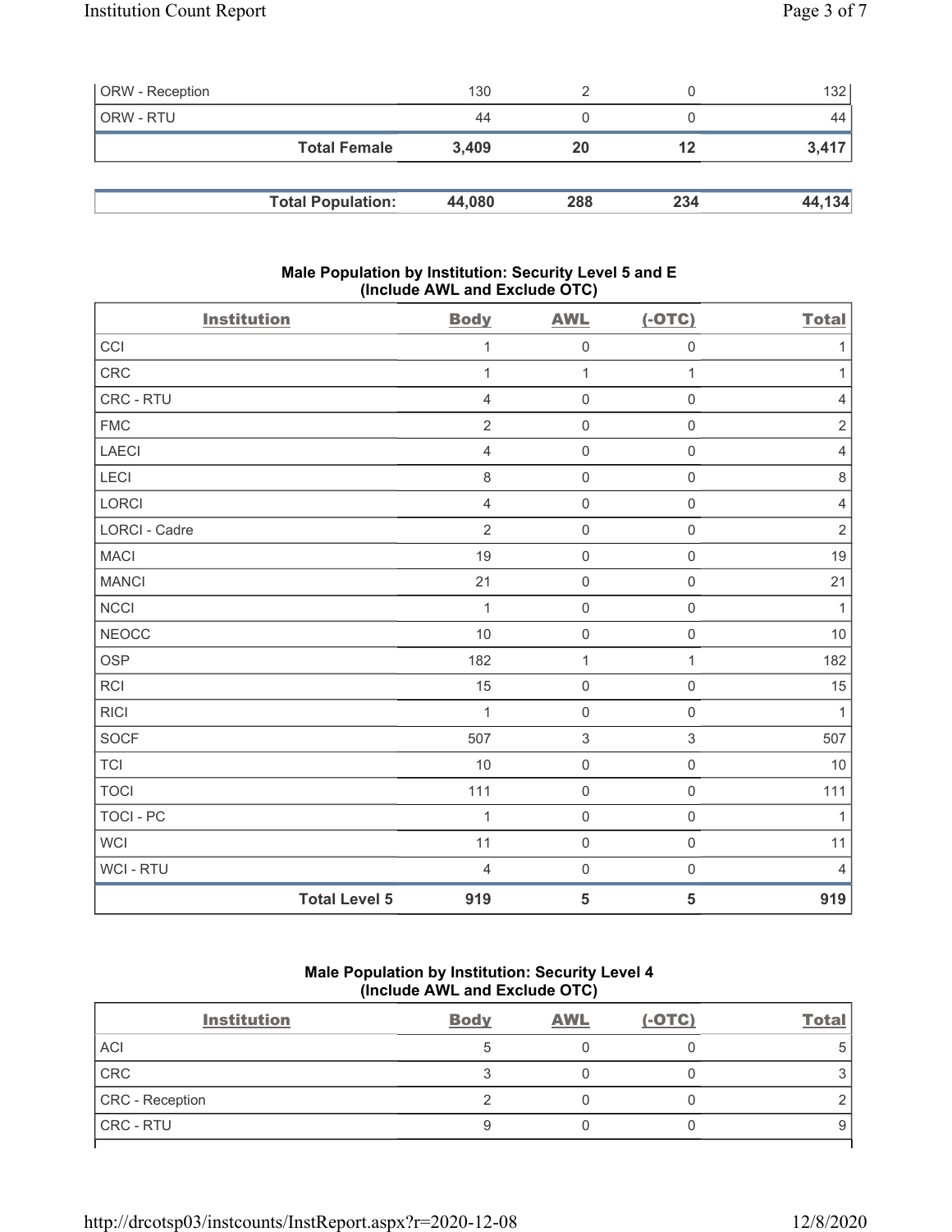| ORW - Reception | 130 | 2 | 0 | 132 |
|---|---|---|---|---|
| ORW - RTU | 44 | 0 | 0 | 44 |
| **Total Female** | **3,409** | **20** | **12** | **3,417** |

| **Total Population:** | **44,080** | **288** | **234** | **44,134** |
|---|---|---|---|---|

### Male Population by Institution: Security Level 5 and E (Include AWL and Exclude OTC)

| Institution | Body | AWL | (-OTC) | Total |
|---|---|---|---|---|
| CCI | 1 | 0 | 0 | 1 |
| CRC | 1 | 1 | 1 | 1 |
| CRC - RTU | 4 | 0 | 0 | 4 |
| FMC | 2 | 0 | 0 | 2 |
| LAECI | 4 | 0 | 0 | 4 |
| LECI | 8 | 0 | 0 | 8 |
| LORCI | 4 | 0 | 0 | 4 |
| LORCI - Cadre | 2 | 0 | 0 | 2 |
| MACI | 19 | 0 | 0 | 19 |
| MANCI | 21 | 0 | 0 | 21 |
| NCCI | 1 | 0 | 0 | 1 |
| NEOCC | 10 | 0 | 0 | 10 |
| OSP | 182 | 1 | 1 | 182 |
| RCI | 15 | 0 | 0 | 15 |
| RICI | 1 | 0 | 0 | 1 |
| SOCF | 507 | 3 | 3 | 507 |
| TCI | 10 | 0 | 0 | 10 |
| TOCI | 111 | 0 | 0 | 111 |
| TOCI - PC | 1 | 0 | 0 | 1 |
| WCI | 11 | 0 | 0 | 11 |
| WCI - RTU | 4 | 0 | 0 | 4 |
| **Total Level 5** | **919** | **5** | **5** | **919** |

### Male Population by Institution: Security Level 4 (Include AWL and Exclude OTC)

| Institution | Body | AWL | (-OTC) | Total |
|---|---|---|---|---|
| ACI | 5 | 0 | 0 | 5 |
| CRC | 3 | 0 | 0 | 3 |
| CRC - Reception | 2 | 0 | 0 | 2 |
| CRC - RTU | 9 | 0 | 0 | 9 |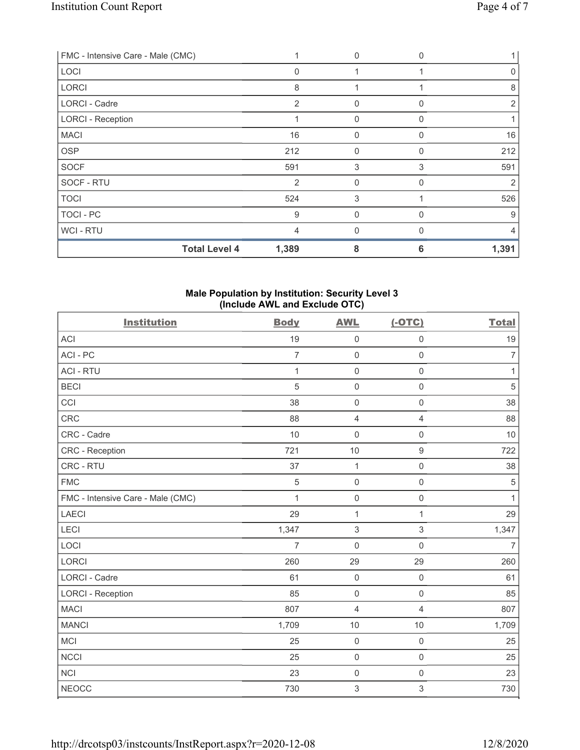| FMC - Intensive Care - Male (CMC) | 1 | 0 | 0 | 1 |
|---|---|---|---|---|
| LOCI | 0 | 1 | 1 | 0 |
| LORCI | 8 | 1 | 1 | 8 |
| LORCI - Cadre | 2 | 0 | 0 | 2 |
| LORCI - Reception | 1 | 0 | 0 | 1 |
| MACI | 16 | 0 | 0 | 16 |
| OSP | 212 | 0 | 0 | 212 |
| SOCF | 591 | 3 | 3 | 591 |
| SOCF - RTU | 2 | 0 | 0 | 2 |
| TOCI | 524 | 3 | 1 | 526 |
| TOCI - PC | 9 | 0 | 0 | 9 |
| WCI - RTU | 4 | 0 | 0 | 4 |
| **Total Level 4** | **1,389** | **8** | **6** | **1,391** |

### Male Population by Institution: Security Level 3 (Include AWL and Exclude OTC)

| Institution | Body | AWL | (-OTC) | Total |
|---|---|---|---|---|
| ACI | 19 | 0 | 0 | 19 |
| ACI - PC | 7 | 0 | 0 | 7 |
| ACI - RTU | 1 | 0 | 0 | 1 |
| BECI | 5 | 0 | 0 | 5 |
| CCI | 38 | 0 | 0 | 38 |
| CRC | 88 | 4 | 4 | 88 |
| CRC - Cadre | 10 | 0 | 0 | 10 |
| CRC - Reception | 721 | 10 | 9 | 722 |
| CRC - RTU | 37 | 1 | 0 | 38 |
| FMC | 5 | 0 | 0 | 5 |
| FMC - Intensive Care - Male (CMC) | 1 | 0 | 0 | 1 |
| LAECI | 29 | 1 | 1 | 29 |
| LECI | 1,347 | 3 | 3 | 1,347 |
| LOCI | 7 | 0 | 0 | 7 |
| LORCI | 260 | 29 | 29 | 260 |
| LORCI - Cadre | 61 | 0 | 0 | 61 |
| LORCI - Reception | 85 | 0 | 0 | 85 |
| MACI | 807 | 4 | 4 | 807 |
| MANCI | 1,709 | 10 | 10 | 1,709 |
| MCI | 25 | 0 | 0 | 25 |
| NCCI | 25 | 0 | 0 | 25 |
| NCI | 23 | 0 | 0 | 23 |
| NEOCC | 730 | 3 | 3 | 730 |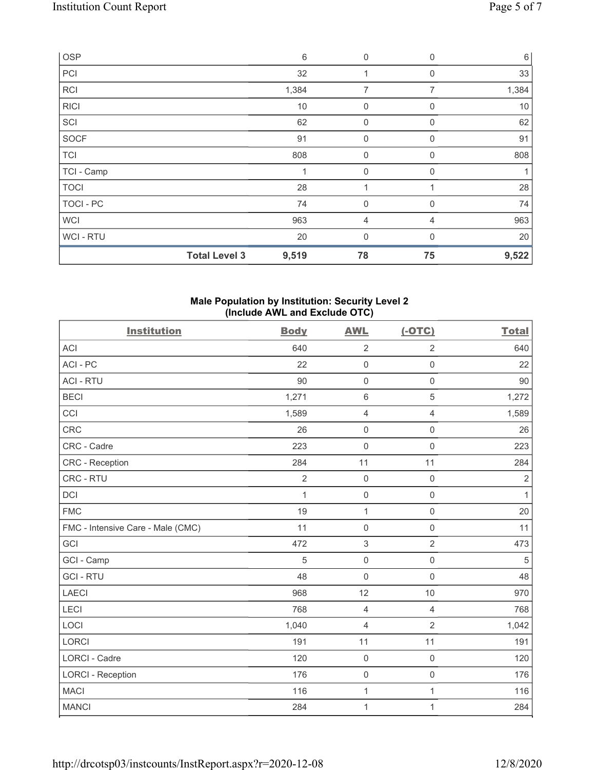| OSP | | 6 | 0 | 0 | 6 |
|---|---|---|---|---|---|
| PCI | | 32 | 1 | 0 | 33 |
| RCI | | 1,384 | 7 | 7 | 1,384 |
| RICI | | 10 | 0 | 0 | 10 |
| SCI | | 62 | 0 | 0 | 62 |
| SOCF | | 91 | 0 | 0 | 91 |
| TCI | | 808 | 0 | 0 | 808 |
| TCI - Camp | | 1 | 0 | 0 | 1 |
| TOCI | | 28 | 1 | 1 | 28 |
| TOCI - PC | | 74 | 0 | 0 | 74 |
| WCI | | 963 | 4 | 4 | 963 |
| WCI - RTU | | 20 | 0 | 0 | 20 |
| | **Total Level 3** | **9,519** | **78** | **75** | **9,522** |

**Male Population by Institution: Security Level 2 (Include AWL and Exclude OTC)**

| Institution | Body | AWL | (-OTC) | Total |
|---|---|---|---|---|
| ACI | 640 | 2 | 2 | 640 |
| ACI - PC | 22 | 0 | 0 | 22 |
| ACI - RTU | 90 | 0 | 0 | 90 |
| BECI | 1,271 | 6 | 5 | 1,272 |
| CCI | 1,589 | 4 | 4 | 1,589 |
| CRC | 26 | 0 | 0 | 26 |
| CRC - Cadre | 223 | 0 | 0 | 223 |
| CRC - Reception | 284 | 11 | 11 | 284 |
| CRC - RTU | 2 | 0 | 0 | 2 |
| DCI | 1 | 0 | 0 | 1 |
| FMC | 19 | 1 | 0 | 20 |
| FMC - Intensive Care - Male (CMC) | 11 | 0 | 0 | 11 |
| GCI | 472 | 3 | 2 | 473 |
| GCI - Camp | 5 | 0 | 0 | 5 |
| GCI - RTU | 48 | 0 | 0 | 48 |
| LAECI | 968 | 12 | 10 | 970 |
| LECI | 768 | 4 | 4 | 768 |
| LOCI | 1,040 | 4 | 2 | 1,042 |
| LORCI | 191 | 11 | 11 | 191 |
| LORCI - Cadre | 120 | 0 | 0 | 120 |
| LORCI - Reception | 176 | 0 | 0 | 176 |
| MACI | 116 | 1 | 1 | 116 |
| MANCI | 284 | 1 | 1 | 284 |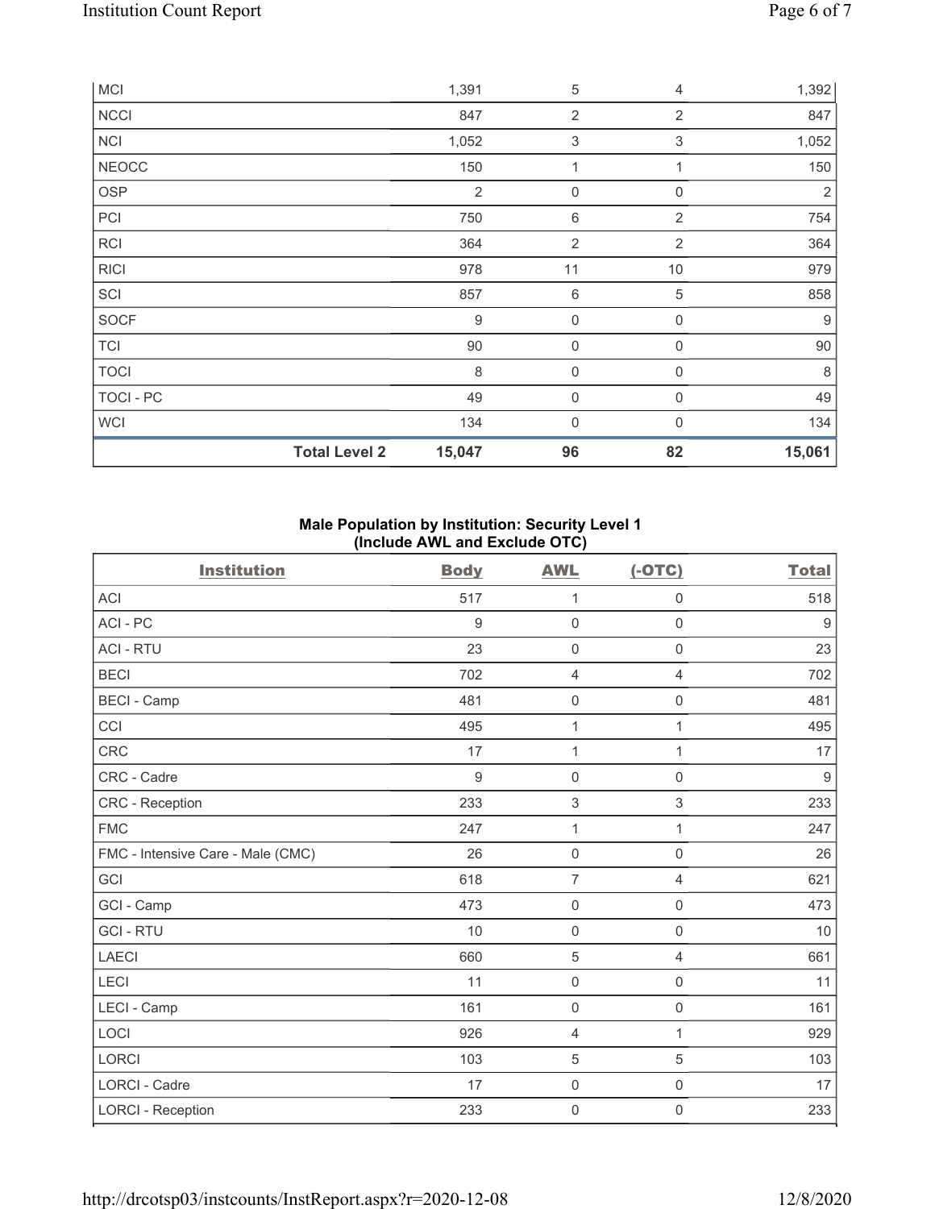| MCI | | 1,391 | 5 | 4 | 1,392 |
|---|---|---|---|---|---|
| NCCI | | 847 | 2 | 2 | 847 |
| NCI | | 1,052 | 3 | 3 | 1,052 |
| NEOCC | | 150 | 1 | 1 | 150 |
| OSP | | 2 | 0 | 0 | 2 |
| PCI | | 750 | 6 | 2 | 754 |
| RCI | | 364 | 2 | 2 | 364 |
| RICI | | 978 | 11 | 10 | 979 |
| SCI | | 857 | 6 | 5 | 858 |
| SOCF | | 9 | 0 | 0 | 9 |
| TCI | | 90 | 0 | 0 | 90 |
| TOCI | | 8 | 0 | 0 | 8 |
| TOCI - PC | | 49 | 0 | 0 | 49 |
| WCI | | 134 | 0 | 0 | 134 |
| | **Total Level 2** | **15,047** | **96** | **82** | **15,061** |

**Male Population by Institution: Security Level 1**
**(Include AWL and Exclude OTC)**

| Institution | Body | AWL | (-OTC) | Total |
|---|---|---|---|---|
| ACI | 517 | 1 | 0 | 518 |
| ACI - PC | 9 | 0 | 0 | 9 |
| ACI - RTU | 23 | 0 | 0 | 23 |
| BECI | 702 | 4 | 4 | 702 |
| BECI - Camp | 481 | 0 | 0 | 481 |
| CCI | 495 | 1 | 1 | 495 |
| CRC | 17 | 1 | 1 | 17 |
| CRC - Cadre | 9 | 0 | 0 | 9 |
| CRC - Reception | 233 | 3 | 3 | 233 |
| FMC | 247 | 1 | 1 | 247 |
| FMC - Intensive Care - Male (CMC) | 26 | 0 | 0 | 26 |
| GCI | 618 | 7 | 4 | 621 |
| GCI - Camp | 473 | 0 | 0 | 473 |
| GCI - RTU | 10 | 0 | 0 | 10 |
| LAECI | 660 | 5 | 4 | 661 |
| LECI | 11 | 0 | 0 | 11 |
| LECI - Camp | 161 | 0 | 0 | 161 |
| LOCI | 926 | 4 | 1 | 929 |
| LORCI | 103 | 5 | 5 | 103 |
| LORCI - Cadre | 17 | 0 | 0 | 17 |
| LORCI - Reception | 233 | 0 | 0 | 233 |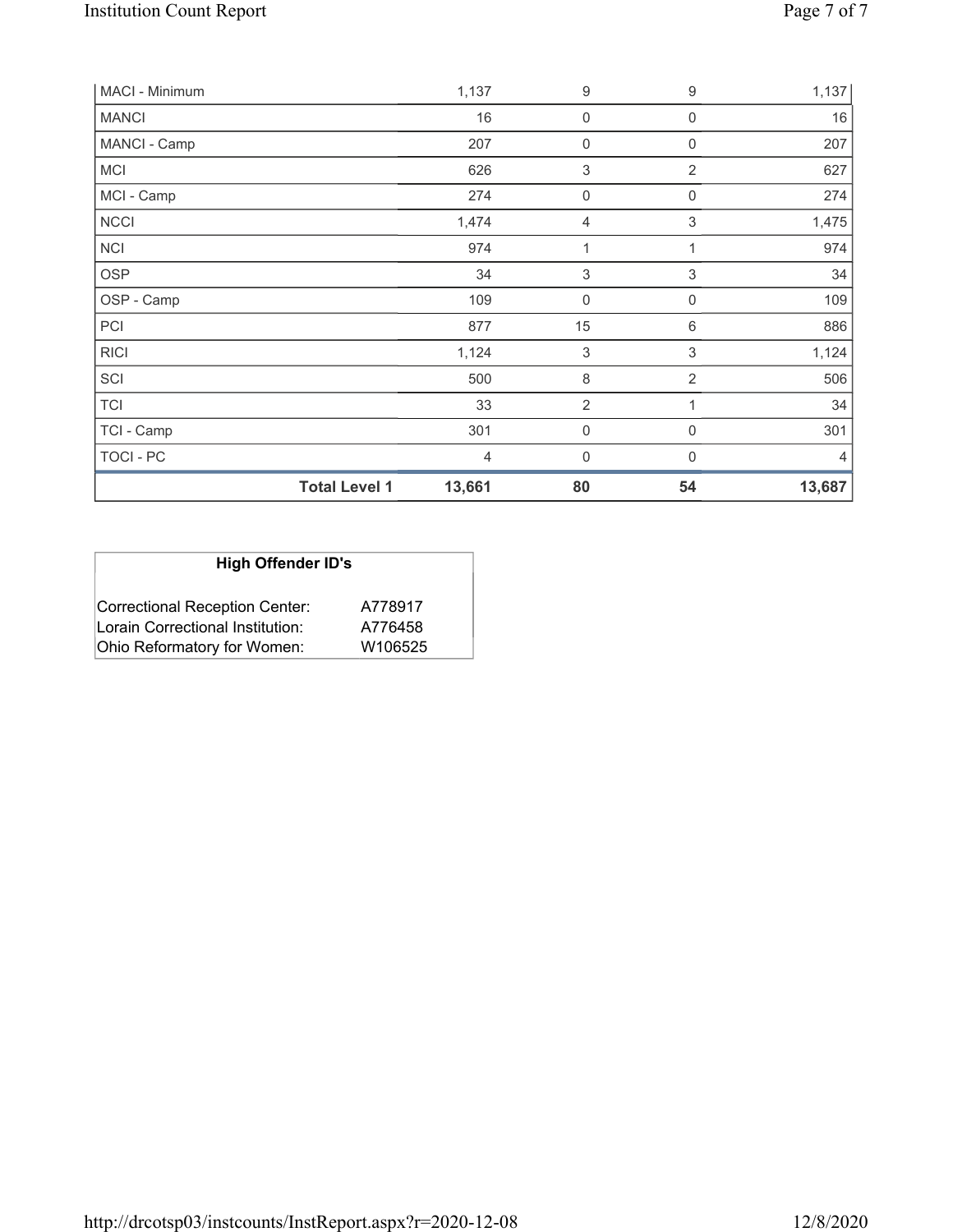| | | | | |
|---|---|---|---|---|
| MACI - Minimum | 1,137 | 9 | 9 | 1,137 |
| MANCI | 16 | 0 | 0 | 16 |
| MANCI - Camp | 207 | 0 | 0 | 207 |
| MCI | 626 | 3 | 2 | 627 |
| MCI - Camp | 274 | 0 | 0 | 274 |
| NCCI | 1,474 | 4 | 3 | 1,475 |
| NCI | 974 | 1 | 1 | 974 |
| OSP | 34 | 3 | 3 | 34 |
| OSP - Camp | 109 | 0 | 0 | 109 |
| PCI | 877 | 15 | 6 | 886 |
| RICI | 1,124 | 3 | 3 | 1,124 |
| SCI | 500 | 8 | 2 | 506 |
| TCI | 33 | 2 | 1 | 34 |
| TCI - Camp | 301 | 0 | 0 | 301 |
| TOCI - PC | 4 | 0 | 0 | 4 |
| **Total Level 1** | **13,661** | **80** | **54** | **13,687** |

| High Offender ID's | |
|---|---|
| Correctional Reception Center: | A778917 |
| Lorain Correctional Institution: | A776458 |
| Ohio Reformatory for Women: | W106525 |